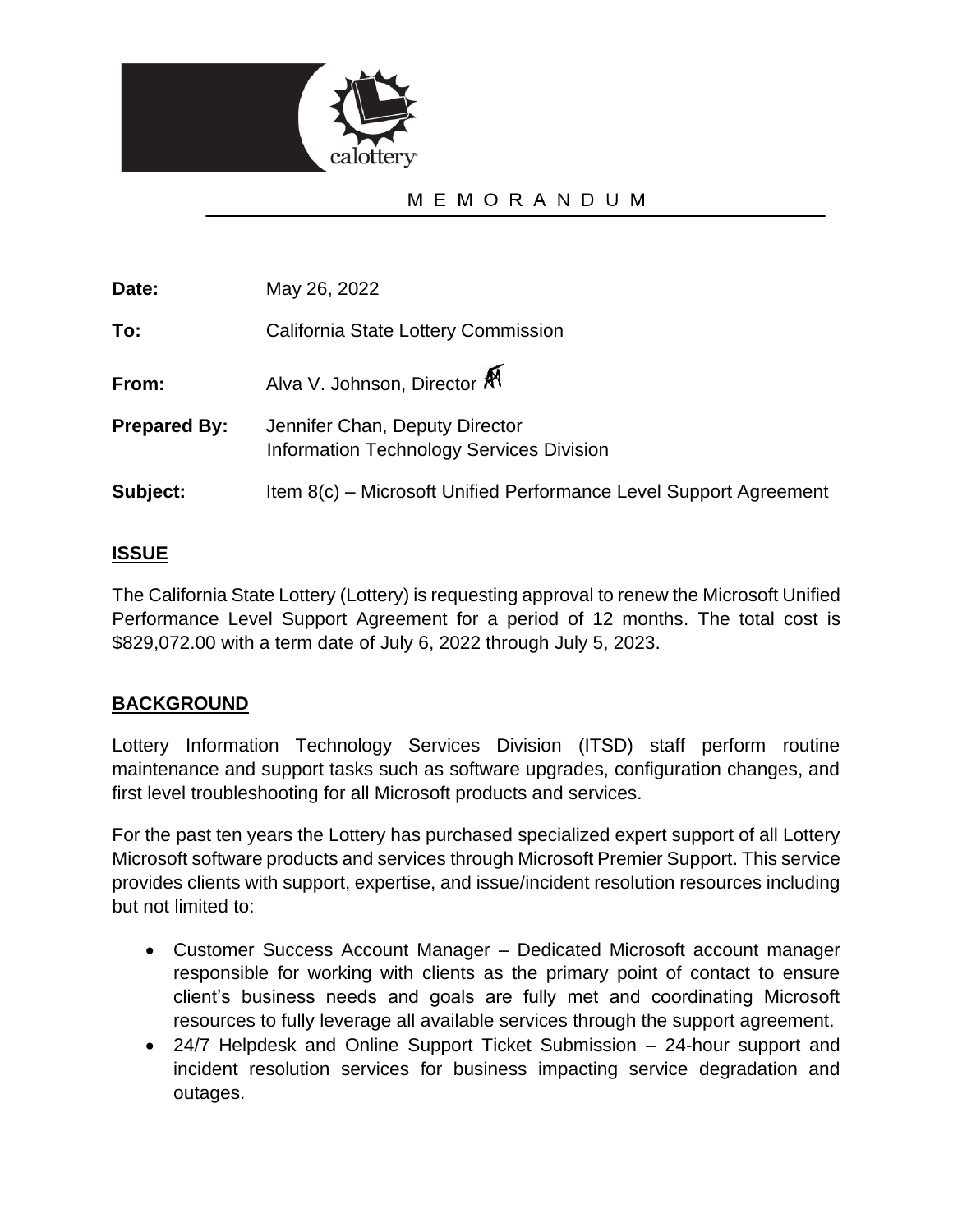# MEMORANDUM

**Date:** May 26, 2022

**To:** California State Lottery Commission

**From:** Alva V. Johnson, Director

**Prepared By:** Jennifer Chan, Deputy Director
Information Technology Services Division

**Subject:** Item 8(c) – Microsoft Unified Performance Level Support Agreement

## ISSUE

The California State Lottery (Lottery) is requesting approval to renew the Microsoft Unified Performance Level Support Agreement for a period of 12 months. The total cost is $829,072.00 with a term date of July 6, 2022 through July 5, 2023.

## BACKGROUND

Lottery Information Technology Services Division (ITSD) staff perform routine maintenance and support tasks such as software upgrades, configuration changes, and first level troubleshooting for all Microsoft products and services.

For the past ten years the Lottery has purchased specialized expert support of all Lottery Microsoft software products and services through Microsoft Premier Support. This service provides clients with support, expertise, and issue/incident resolution resources including but not limited to:

- Customer Success Account Manager – Dedicated Microsoft account manager responsible for working with clients as the primary point of contact to ensure client's business needs and goals are fully met and coordinating Microsoft resources to fully leverage all available services through the support agreement.
- 24/7 Helpdesk and Online Support Ticket Submission – 24-hour support and incident resolution services for business impacting service degradation and outages.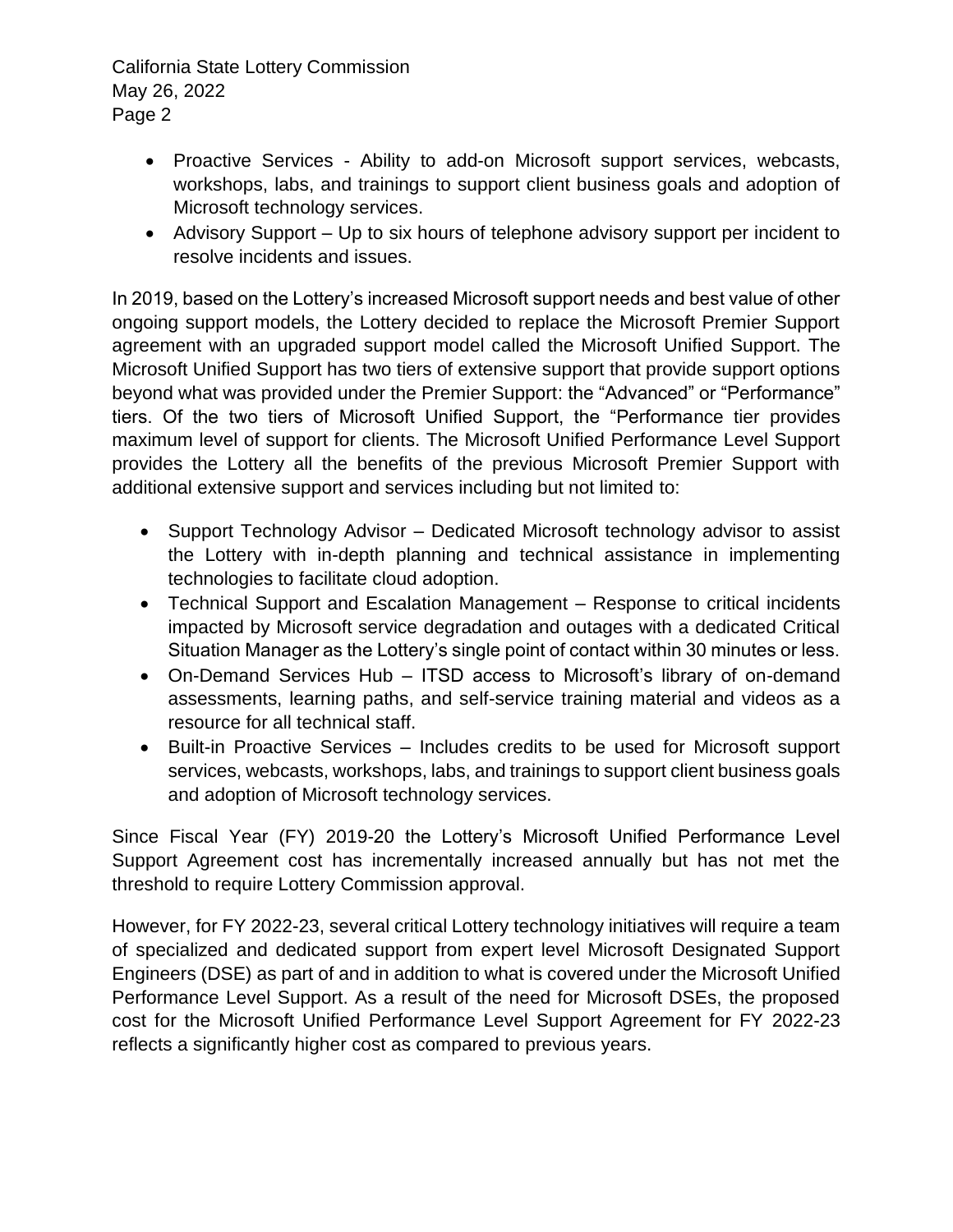- Proactive Services - Ability to add-on Microsoft support services, webcasts, workshops, labs, and trainings to support client business goals and adoption of Microsoft technology services.
- Advisory Support – Up to six hours of telephone advisory support per incident to resolve incidents and issues.

In 2019, based on the Lottery's increased Microsoft support needs and best value of other ongoing support models, the Lottery decided to replace the Microsoft Premier Support agreement with an upgraded support model called the Microsoft Unified Support. The Microsoft Unified Support has two tiers of extensive support that provide support options beyond what was provided under the Premier Support: the "Advanced" or "Performance" tiers. Of the two tiers of Microsoft Unified Support, the "Performance tier provides maximum level of support for clients. The Microsoft Unified Performance Level Support provides the Lottery all the benefits of the previous Microsoft Premier Support with additional extensive support and services including but not limited to:

- Support Technology Advisor – Dedicated Microsoft technology advisor to assist the Lottery with in-depth planning and technical assistance in implementing technologies to facilitate cloud adoption.
- Technical Support and Escalation Management – Response to critical incidents impacted by Microsoft service degradation and outages with a dedicated Critical Situation Manager as the Lottery's single point of contact within 30 minutes or less.
- On-Demand Services Hub – ITSD access to Microsoft's library of on-demand assessments, learning paths, and self-service training material and videos as a resource for all technical staff.
- Built-in Proactive Services – Includes credits to be used for Microsoft support services, webcasts, workshops, labs, and trainings to support client business goals and adoption of Microsoft technology services.

Since Fiscal Year (FY) 2019-20 the Lottery's Microsoft Unified Performance Level Support Agreement cost has incrementally increased annually but has not met the threshold to require Lottery Commission approval.

However, for FY 2022-23, several critical Lottery technology initiatives will require a team of specialized and dedicated support from expert level Microsoft Designated Support Engineers (DSE) as part of and in addition to what is covered under the Microsoft Unified Performance Level Support. As a result of the need for Microsoft DSEs, the proposed cost for the Microsoft Unified Performance Level Support Agreement for FY 2022-23 reflects a significantly higher cost as compared to previous years.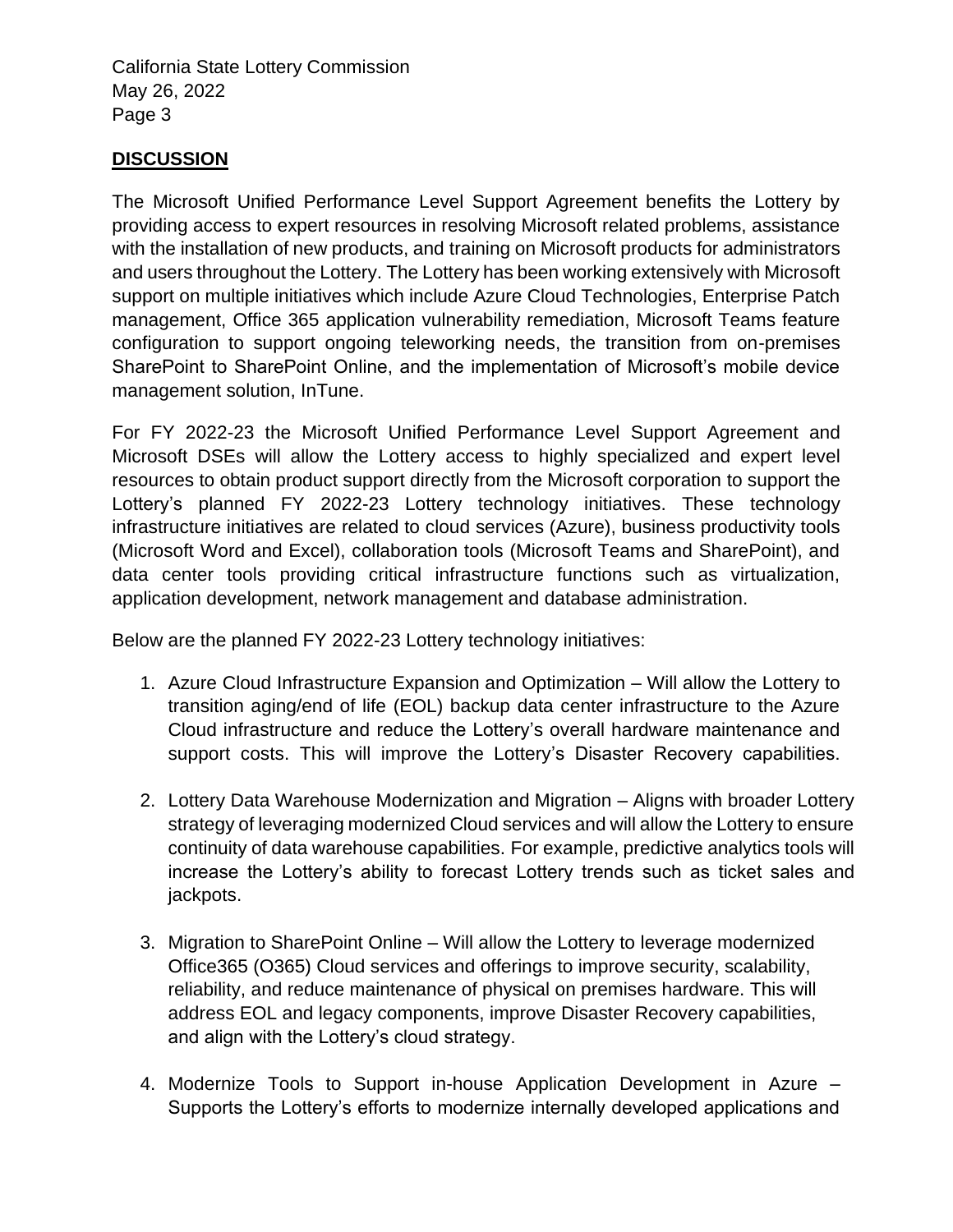## **DISCUSSION**

The Microsoft Unified Performance Level Support Agreement benefits the Lottery by providing access to expert resources in resolving Microsoft related problems, assistance with the installation of new products, and training on Microsoft products for administrators and users throughout the Lottery. The Lottery has been working extensively with Microsoft support on multiple initiatives which include Azure Cloud Technologies, Enterprise Patch management, Office 365 application vulnerability remediation, Microsoft Teams feature configuration to support ongoing teleworking needs, the transition from on-premises SharePoint to SharePoint Online, and the implementation of Microsoft's mobile device management solution, InTune.

For FY 2022-23 the Microsoft Unified Performance Level Support Agreement and Microsoft DSEs will allow the Lottery access to highly specialized and expert level resources to obtain product support directly from the Microsoft corporation to support the Lottery's planned FY 2022-23 Lottery technology initiatives. These technology infrastructure initiatives are related to cloud services (Azure), business productivity tools (Microsoft Word and Excel), collaboration tools (Microsoft Teams and SharePoint), and data center tools providing critical infrastructure functions such as virtualization, application development, network management and database administration.

Below are the planned FY 2022-23 Lottery technology initiatives:

1. Azure Cloud Infrastructure Expansion and Optimization – Will allow the Lottery to transition aging/end of life (EOL) backup data center infrastructure to the Azure Cloud infrastructure and reduce the Lottery's overall hardware maintenance and support costs. This will improve the Lottery's Disaster Recovery capabilities.

2. Lottery Data Warehouse Modernization and Migration – Aligns with broader Lottery strategy of leveraging modernized Cloud services and will allow the Lottery to ensure continuity of data warehouse capabilities. For example, predictive analytics tools will increase the Lottery's ability to forecast Lottery trends such as ticket sales and jackpots.

3. Migration to SharePoint Online – Will allow the Lottery to leverage modernized Office365 (O365) Cloud services and offerings to improve security, scalability, reliability, and reduce maintenance of physical on premises hardware. This will address EOL and legacy components, improve Disaster Recovery capabilities, and align with the Lottery's cloud strategy.

4. Modernize Tools to Support in-house Application Development in Azure – Supports the Lottery's efforts to modernize internally developed applications and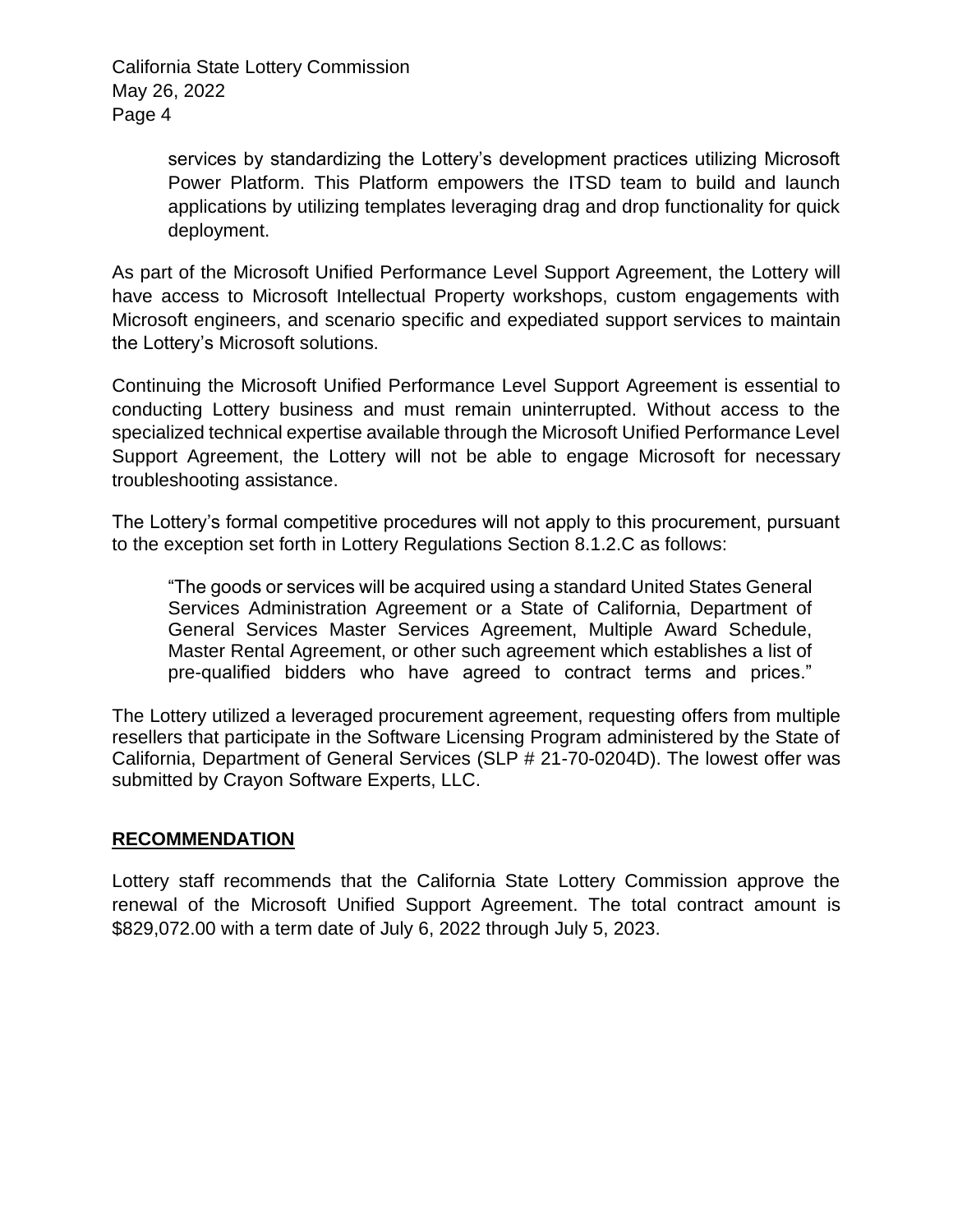services by standardizing the Lottery's development practices utilizing Microsoft Power Platform. This Platform empowers the ITSD team to build and launch applications by utilizing templates leveraging drag and drop functionality for quick deployment.

As part of the Microsoft Unified Performance Level Support Agreement, the Lottery will have access to Microsoft Intellectual Property workshops, custom engagements with Microsoft engineers, and scenario specific and expediated support services to maintain the Lottery's Microsoft solutions.

Continuing the Microsoft Unified Performance Level Support Agreement is essential to conducting Lottery business and must remain uninterrupted. Without access to the specialized technical expertise available through the Microsoft Unified Performance Level Support Agreement, the Lottery will not be able to engage Microsoft for necessary troubleshooting assistance.

The Lottery's formal competitive procedures will not apply to this procurement, pursuant to the exception set forth in Lottery Regulations Section 8.1.2.C as follows:

> "The goods or services will be acquired using a standard United States General Services Administration Agreement or a State of California, Department of General Services Master Services Agreement, Multiple Award Schedule, Master Rental Agreement, or other such agreement which establishes a list of pre-qualified bidders who have agreed to contract terms and prices."

The Lottery utilized a leveraged procurement agreement, requesting offers from multiple resellers that participate in the Software Licensing Program administered by the State of California, Department of General Services (SLP # 21-70-0204D). The lowest offer was submitted by Crayon Software Experts, LLC.

## RECOMMENDATION

Lottery staff recommends that the California State Lottery Commission approve the renewal of the Microsoft Unified Support Agreement. The total contract amount is $829,072.00 with a term date of July 6, 2022 through July 5, 2023.